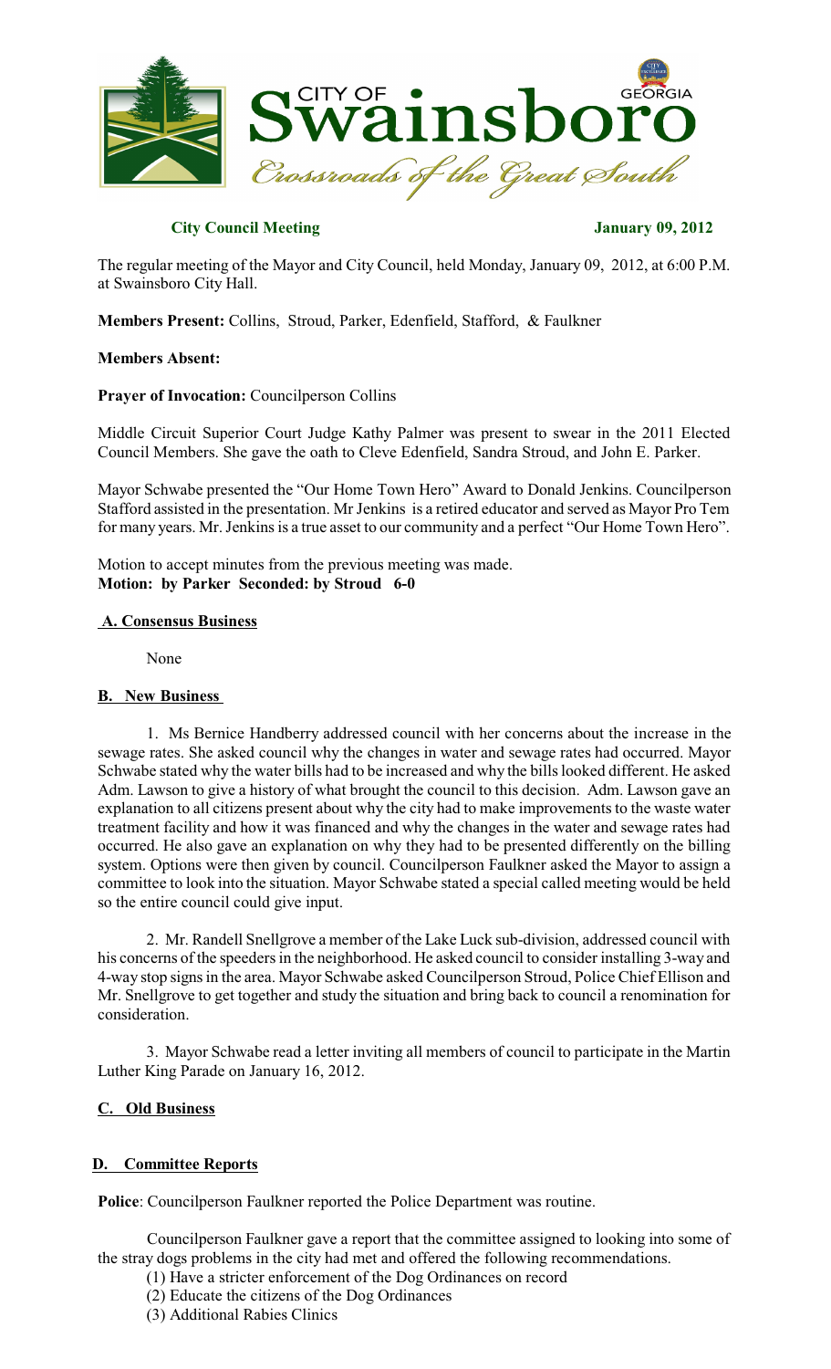**City Council Meeting** **January 09, 2012**

The regular meeting of the Mayor and City Council, held Monday, January 09, 2012, at 6:00 P.M. at Swainsboro City Hall.

**Members Present:** Collins, Stroud, Parker, Edenfield, Stafford, & Faulkner

**Members Absent:**

**Prayer of Invocation:** Councilperson Collins

Middle Circuit Superior Court Judge Kathy Palmer was present to swear in the 2011 Elected Council Members. She gave the oath to Cleve Edenfield, Sandra Stroud, and John E. Parker.

Mayor Schwabe presented the "Our Home Town Hero" Award to Donald Jenkins. Councilperson Stafford assisted in the presentation. Mr Jenkins is a retired educator and served as Mayor Pro Tem for many years. Mr. Jenkins is a true asset to our community and a perfect "Our Home Town Hero".

Motion to accept minutes from the previous meeting was made.
**Motion: by Parker Seconded: by Stroud 6-0**

**A. Consensus Business**

None

**B. New Business**

1. Ms Bernice Handberry addressed council with her concerns about the increase in the sewage rates. She asked council why the changes in water and sewage rates had occurred. Mayor Schwabe stated why the water bills had to be increased and why the bills looked different. He asked Adm. Lawson to give a history of what brought the council to this decision. Adm. Lawson gave an explanation to all citizens present about why the city had to make improvements to the waste water treatment facility and how it was financed and why the changes in the water and sewage rates had occurred. He also gave an explanation on why they had to be presented differently on the billing system. Options were then given by council. Councilperson Faulkner asked the Mayor to assign a committee to look into the situation. Mayor Schwabe stated a special called meeting would be held so the entire council could give input.

2. Mr. Randell Snellgrove a member of the Lake Luck sub-division, addressed council with his concerns of the speeders in the neighborhood. He asked council to consider installing 3-way and 4-way stop signs in the area. Mayor Schwabe asked Councilperson Stroud, Police Chief Ellison and Mr. Snellgrove to get together and study the situation and bring back to council a renomination for consideration.

3. Mayor Schwabe read a letter inviting all members of council to participate in the Martin Luther King Parade on January 16, 2012.

**C. Old Business**

**D. Committee Reports**

**Police**: Councilperson Faulkner reported the Police Department was routine.

Councilperson Faulkner gave a report that the committee assigned to looking into some of the stray dogs problems in the city had met and offered the following recommendations.

(1) Have a stricter enforcement of the Dog Ordinances on record
(2) Educate the citizens of the Dog Ordinances
(3) Additional Rabies Clinics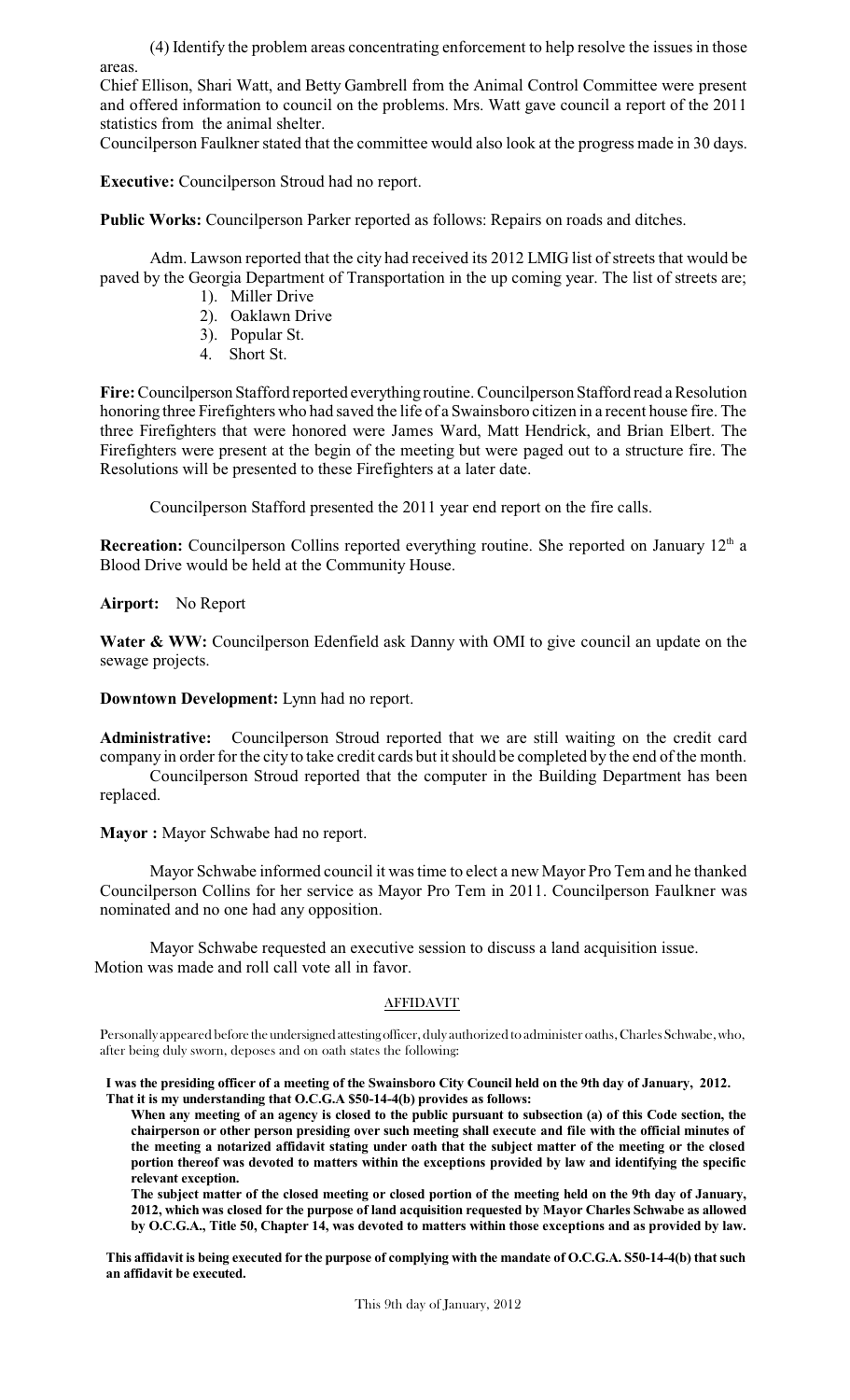(4) Identify the problem areas concentrating enforcement to help resolve the issues in those areas.

Chief Ellison, Shari Watt, and Betty Gambrell from the Animal Control Committee were present and offered information to council on the problems. Mrs. Watt gave council a report of the 2011 statistics from the animal shelter.

Councilperson Faulkner stated that the committee would also look at the progress made in 30 days.

**Executive:** Councilperson Stroud had no report.

**Public Works:** Councilperson Parker reported as follows: Repairs on roads and ditches.

Adm. Lawson reported that the city had received its 2012 LMIG list of streets that would be paved by the Georgia Department of Transportation in the up coming year. The list of streets are;

1). Miller Drive
2). Oaklawn Drive
3). Popular St.
4. Short St.

**Fire:** Councilperson Stafford reported everything routine. Councilperson Stafford read a Resolution honoring three Firefighters who had saved the life of a Swainsboro citizen in a recent house fire. The three Firefighters that were honored were James Ward, Matt Hendrick, and Brian Elbert. The Firefighters were present at the begin of the meeting but were paged out to a structure fire. The Resolutions will be presented to these Firefighters at a later date.

Councilperson Stafford presented the 2011 year end report on the fire calls.

**Recreation:** Councilperson Collins reported everything routine. She reported on January 12th a Blood Drive would be held at the Community House.

**Airport:** No Report

**Water & WW:** Councilperson Edenfield ask Danny with OMI to give council an update on the sewage projects.

**Downtown Development:** Lynn had no report.

**Administrative:** Councilperson Stroud reported that we are still waiting on the credit card company in order for the city to take credit cards but it should be completed by the end of the month.

Councilperson Stroud reported that the computer in the Building Department has been replaced.

**Mayor :** Mayor Schwabe had no report.

Mayor Schwabe informed council it was time to elect a new Mayor Pro Tem and he thanked Councilperson Collins for her service as Mayor Pro Tem in 2011. Councilperson Faulkner was nominated and no one had any opposition.

Mayor Schwabe requested an executive session to discuss a land acquisition issue. Motion was made and roll call vote all in favor.

## AFFIDAVIT

Personally appeared before the undersigned attesting officer, duly authorized to administer oaths, Charles Schwabe, who, after being duly sworn, deposes and on oath states the following:

**I was the presiding officer of a meeting of the Swainsboro City Council held on the 9th day of January, 2012. That it is my understanding that O.C.G.A $50-14-4(b) provides as follows:**

**When any meeting of an agency is closed to the public pursuant to subsection (a) of this Code section, the chairperson or other person presiding over such meeting shall execute and file with the official minutes of the meeting a notarized affidavit stating under oath that the subject matter of the meeting or the closed portion thereof was devoted to matters within the exceptions provided by law and identifying the specific relevant exception.**

**The subject matter of the closed meeting or closed portion of the meeting held on the 9th day of January, 2012, which was closed for the purpose of land acquisition requested by Mayor Charles Schwabe as allowed by O.C.G.A., Title 50, Chapter 14, was devoted to matters within those exceptions and as provided by law.**

**This affidavit is being executed for the purpose of complying with the mandate of O.C.G.A. S50-14-4(b) that such an affidavit be executed.**

This 9th day of January, 2012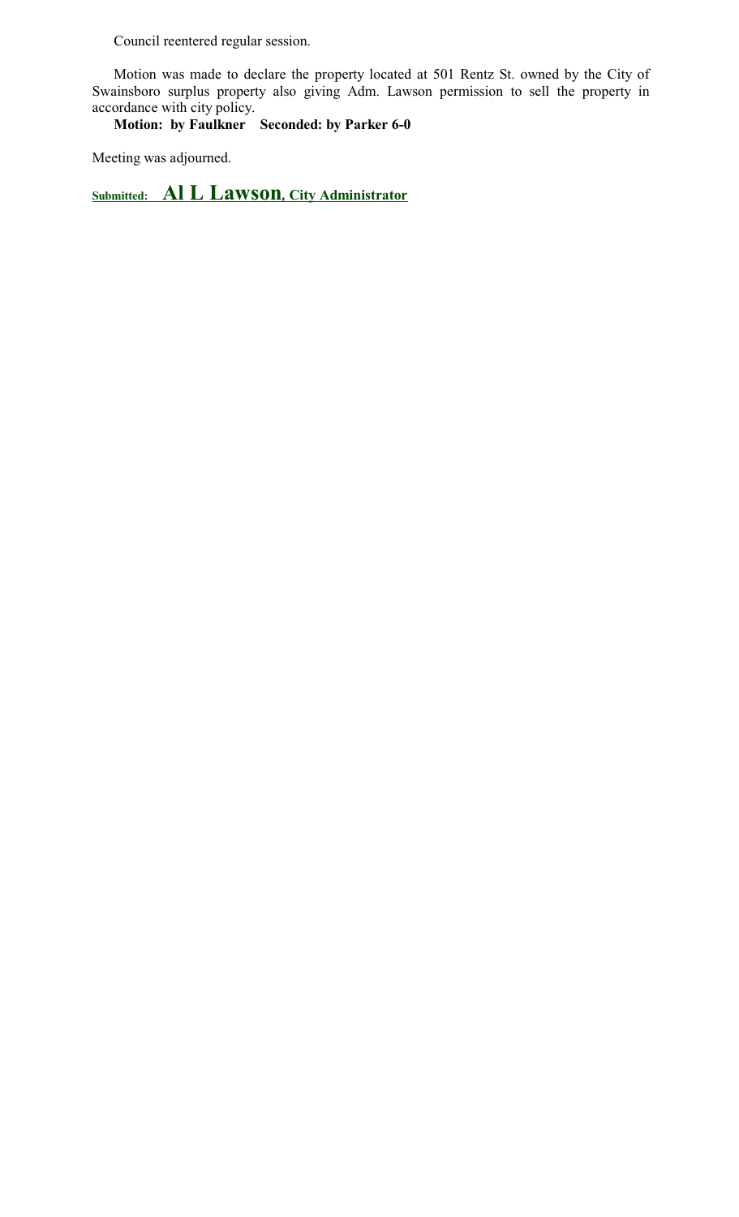Council reentered regular session.

Motion was made to declare the property located at 501 Rentz St. owned by the City of Swainsboro surplus property also giving Adm. Lawson permission to sell the property in accordance with city policy.

**Motion: by Faulkner Seconded: by Parker 6-0**

Meeting was adjourned.

**Submitted: Al L Lawson, City Administrator**